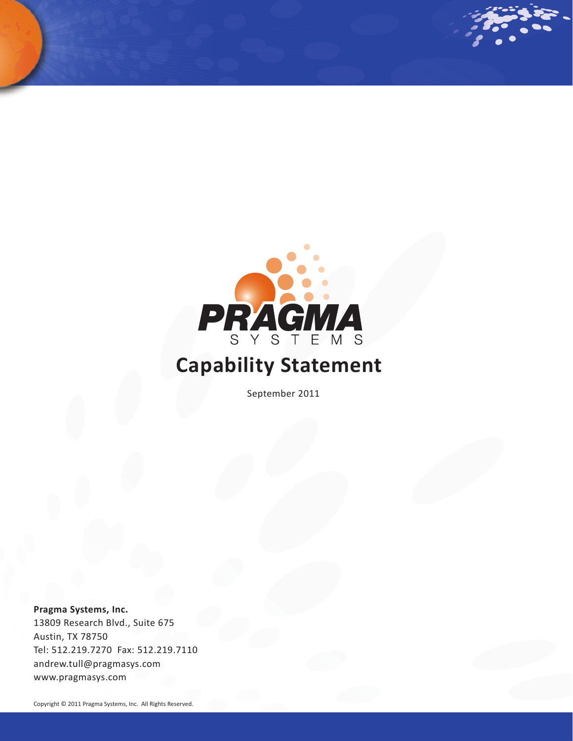PRAGMA SYSTEMS

# Capability Statement

September 2011

**Pragma Systems, Inc.**
13809 Research Blvd., Suite 675
Austin, TX 78750
Tel: 512.219.7270 Fax: 512.219.7110
andrew.tull@pragmasys.com
www.pragmasys.com

Copyright © 2011 Pragma Systems, Inc. All Rights Reserved.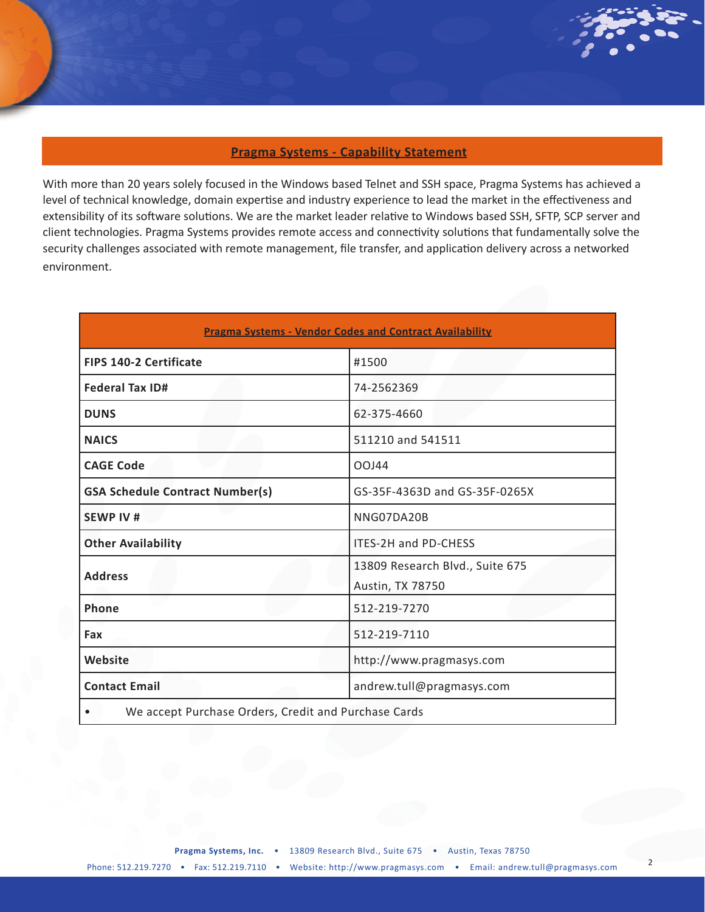## Pragma Systems - Capability Statement

With more than 20 years solely focused in the Windows based Telnet and SSH space, Pragma Systems has achieved a level of technical knowledge, domain expertise and industry experience to lead the market in the effectiveness and extensibility of its software solutions. We are the market leader relative to Windows based SSH, SFTP, SCP server and client technologies. Pragma Systems provides remote access and connectivity solutions that fundamentally solve the security challenges associated with remote management, file transfer, and application delivery across a networked environment.

| Pragma Systems - Vendor Codes and Contract Availability | |
|---|---|
| **FIPS 140-2 Certificate** | #1500 |
| **Federal Tax ID#** | 74-2562369 |
| **DUNS** | 62-375-4660 |
| **NAICS** | 511210 and 541511 |
| **CAGE Code** | 0OJ44 |
| **GSA Schedule Contract Number(s)** | GS-35F-4363D and GS-35F-0265X |
| **SEWP IV #** | NNG07DA20B |
| **Other Availability** | ITES-2H and PD-CHESS |
| **Address** | 13809 Research Blvd., Suite 675<br>Austin, TX 78750 |
| **Phone** | 512-219-7270 |
| **Fax** | 512-219-7110 |
| **Website** | http://www.pragmasys.com |
| **Contact Email** | andrew.tull@pragmasys.com |
| • We accept Purchase Orders, Credit and Purchase Cards | |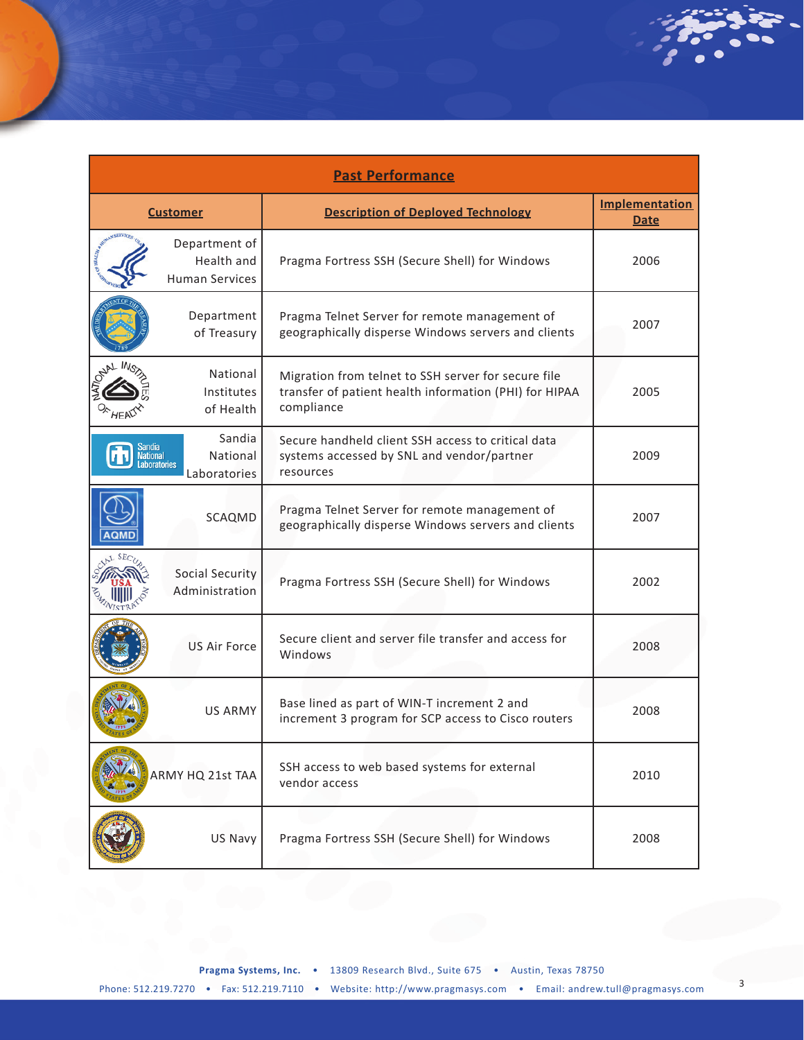## Past Performance

| Customer | Description of Deployed Technology | Implementation Date |
|---|---|---|
| Department of Health and Human Services | Pragma Fortress SSH (Secure Shell) for Windows | 2006 |
| Department of Treasury | Pragma Telnet Server for remote management of geographically disperse Windows servers and clients | 2007 |
| National Institutes of Health | Migration from telnet to SSH server for secure file transfer of patient health information (PHI) for HIPAA compliance | 2005 |
| Sandia National Laboratories | Secure handheld client SSH access to critical data systems accessed by SNL and vendor/partner resources | 2009 |
| SCAQMD | Pragma Telnet Server for remote management of geographically disperse Windows servers and clients | 2007 |
| Social Security Administration | Pragma Fortress SSH (Secure Shell) for Windows | 2002 |
| US Air Force | Secure client and server file transfer and access for Windows | 2008 |
| US ARMY | Base lined as part of WIN-T increment 2 and increment 3 program for SCP access to Cisco routers | 2008 |
| ARMY HQ 21st TAA | SSH access to web based systems for external vendor access | 2010 |
| US Navy | Pragma Fortress SSH (Secure Shell) for Windows | 2008 |

**Pragma Systems, Inc.** • 13809 Research Blvd., Suite 675 • Austin, Texas 78750

Phone: 512.219.7270 • Fax: 512.219.7110 • Website: http://www.pragmasys.com • Email: andrew.tull@pragmasys.com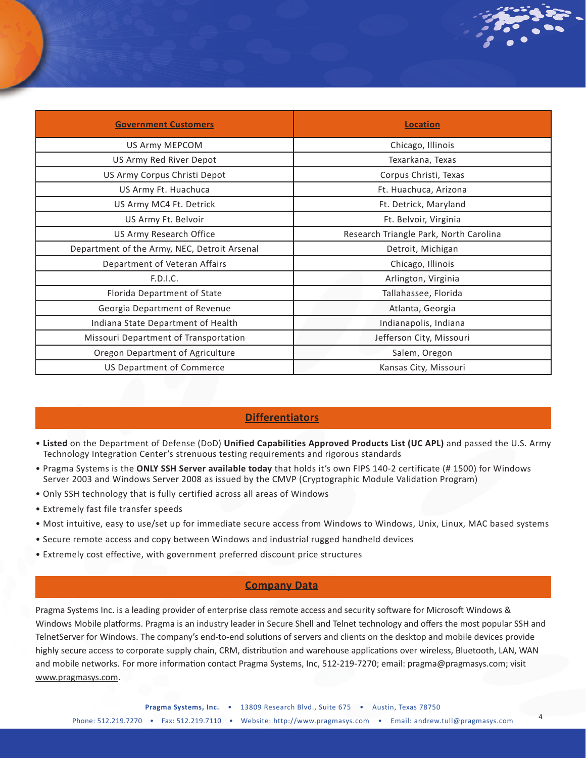| Government Customers | Location |
|---|---|
| US Army MEPCOM | Chicago, Illinois |
| US Army Red River Depot | Texarkana, Texas |
| US Army Corpus Christi Depot | Corpus Christi, Texas |
| US Army Ft. Huachuca | Ft. Huachuca, Arizona |
| US Army MC4 Ft. Detrick | Ft. Detrick, Maryland |
| US Army Ft. Belvoir | Ft. Belvoir, Virginia |
| US Army Research Office | Research Triangle Park, North Carolina |
| Department of the Army, NEC, Detroit Arsenal | Detroit, Michigan |
| Department of Veteran Affairs | Chicago, Illinois |
| F.D.I.C. | Arlington, Virginia |
| Florida Department of State | Tallahassee, Florida |
| Georgia Department of Revenue | Atlanta, Georgia |
| Indiana State Department of Health | Indianapolis, Indiana |
| Missouri Department of Transportation | Jefferson City, Missouri |
| Oregon Department of Agriculture | Salem, Oregon |
| US Department of Commerce | Kansas City, Missouri |

## Differentiators

- **Listed** on the Department of Defense (DoD) **Unified Capabilities Approved Products List (UC APL)** and passed the U.S. Army Technology Integration Center's strenuous testing requirements and rigorous standards
- Pragma Systems is the **ONLY SSH Server available today** that holds it's own FIPS 140-2 certificate (# 1500) for Windows Server 2003 and Windows Server 2008 as issued by the CMVP (Cryptographic Module Validation Program)
- Only SSH technology that is fully certified across all areas of Windows
- Extremely fast file transfer speeds
- Most intuitive, easy to use/set up for immediate secure access from Windows to Windows, Unix, Linux, MAC based systems
- Secure remote access and copy between Windows and industrial rugged handheld devices
- Extremely cost effective, with government preferred discount price structures

## Company Data

Pragma Systems Inc. is a leading provider of enterprise class remote access and security software for Microsoft Windows & Windows Mobile platforms. Pragma is an industry leader in Secure Shell and Telnet technology and offers the most popular SSH and TelnetServer for Windows. The company's end-to-end solutions of servers and clients on the desktop and mobile devices provide highly secure access to corporate supply chain, CRM, distribution and warehouse applications over wireless, Bluetooth, LAN, WAN and mobile networks. For more information contact Pragma Systems, Inc, 512-219-7270; email: pragma@pragmasys.com; visit www.pragmasys.com.

**Pragma Systems, Inc.** • 13809 Research Blvd., Suite 675 • Austin, Texas 78750

Phone: 512.219.7270 • Fax: 512.219.7110 • Website: http://www.pragmasys.com • Email: andrew.tull@pragmasys.com